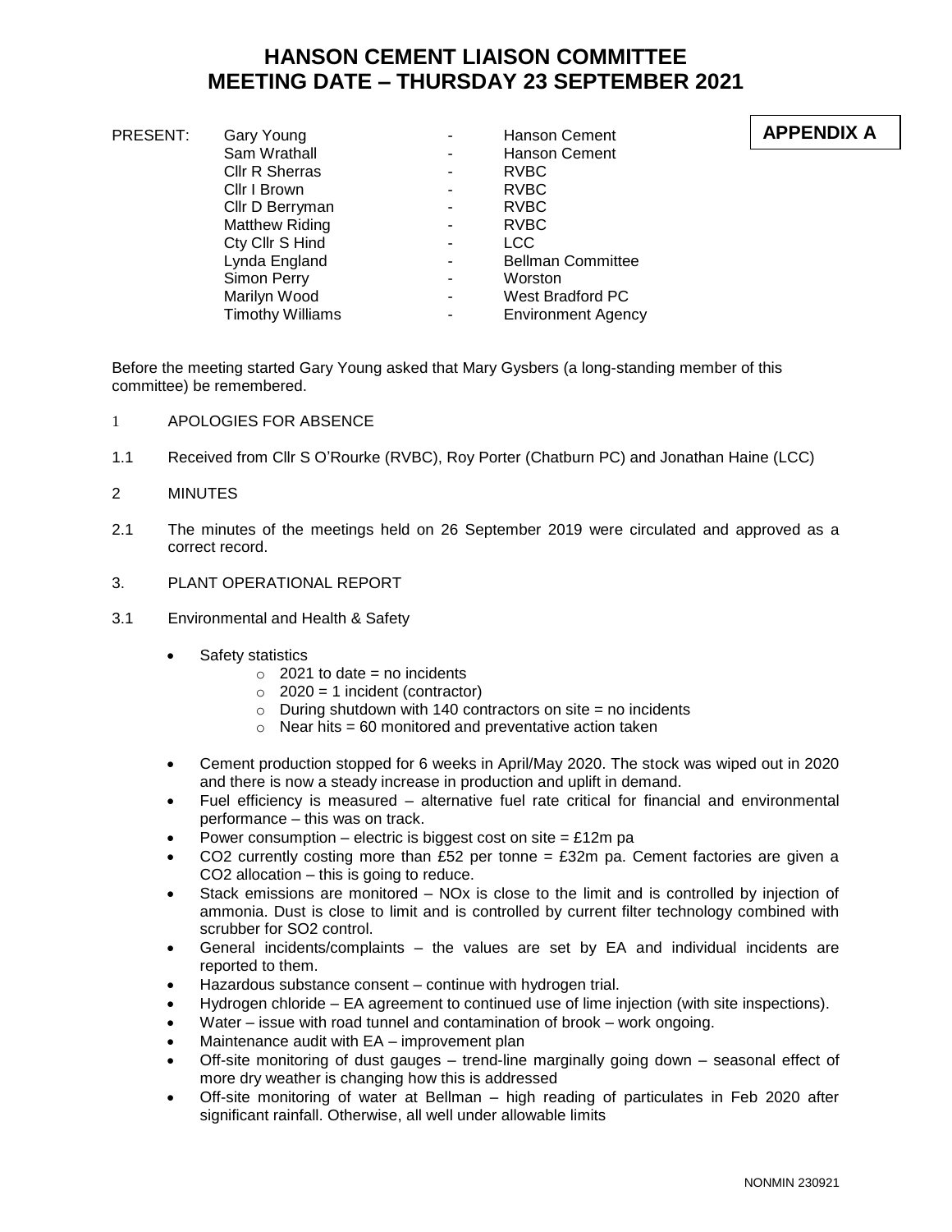# HANSON CEMENT LIAISON COMMITTEE
# MEETING DATE – THURSDAY 23 SEPTEMBER 2021

**APPENDIX A**

| PRESENT: | | | |
|---|---|---|---|
| | Gary Young | - | Hanson Cement |
| | Sam Wrathall | - | Hanson Cement |
| | Cllr R Sherras | - | RVBC |
| | Cllr I Brown | - | RVBC |
| | Cllr D Berryman | - | RVBC |
| | Matthew Riding | - | RVBC |
| | Cty Cllr S Hind | - | LCC |
| | Lynda England | - | Bellman Committee |
| | Simon Perry | - | Worston |
| | Marilyn Wood | - | West Bradford PC |
| | Timothy Williams | - | Environment Agency |

Before the meeting started Gary Young asked that Mary Gysbers (a long-standing member of this committee) be remembered.

1 APOLOGIES FOR ABSENCE

1.1 Received from Cllr S O'Rourke (RVBC), Roy Porter (Chatburn PC) and Jonathan Haine (LCC)

2 MINUTES

2.1 The minutes of the meetings held on 26 September 2019 were circulated and approved as a correct record.

3. PLANT OPERATIONAL REPORT

3.1 Environmental and Health & Safety

- Safety statistics
  - 2021 to date = no incidents
  - 2020 = 1 incident (contractor)
  - During shutdown with 140 contractors on site = no incidents
  - Near hits = 60 monitored and preventative action taken
- Cement production stopped for 6 weeks in April/May 2020. The stock was wiped out in 2020 and there is now a steady increase in production and uplift in demand.
- Fuel efficiency is measured – alternative fuel rate critical for financial and environmental performance – this was on track.
- Power consumption – electric is biggest cost on site = £12m pa
- $CO_2$ currently costing more than £52 per tonne = £32m pa. Cement factories are given a $CO_2$ allocation – this is going to reduce.
- Stack emissions are monitored – $NO_x$ is close to the limit and is controlled by injection of ammonia. Dust is close to limit and is controlled by current filter technology combined with scrubber for $SO_2$ control.
- General incidents/complaints – the values are set by EA and individual incidents are reported to them.
- Hazardous substance consent – continue with hydrogen trial.
- Hydrogen chloride – EA agreement to continued use of lime injection (with site inspections).
- Water – issue with road tunnel and contamination of brook – work ongoing.
- Maintenance audit with EA – improvement plan
- Off-site monitoring of dust gauges – trend-line marginally going down – seasonal effect of more dry weather is changing how this is addressed
- Off-site monitoring of water at Bellman – high reading of particulates in Feb 2020 after significant rainfall. Otherwise, all well under allowable limits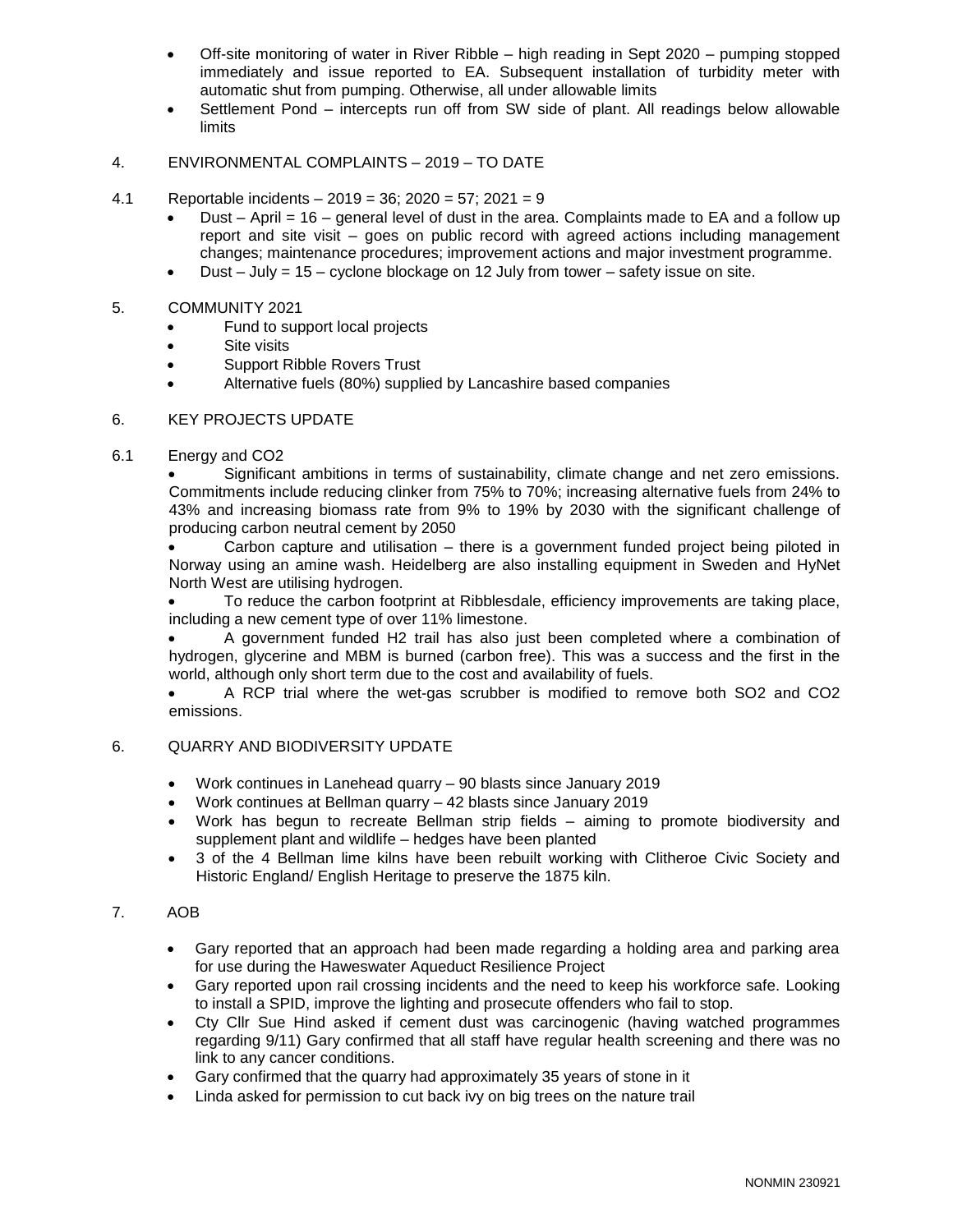- Off-site monitoring of water in River Ribble – high reading in Sept 2020 – pumping stopped immediately and issue reported to EA. Subsequent installation of turbidity meter with automatic shut from pumping. Otherwise, all under allowable limits
- Settlement Pond – intercepts run off from SW side of plant. All readings below allowable limits

4. ENVIRONMENTAL COMPLAINTS – 2019 – TO DATE

4.1 Reportable incidents – 2019 = 36; 2020 = 57; 2021 = 9

- Dust – April = 16 – general level of dust in the area. Complaints made to EA and a follow up report and site visit – goes on public record with agreed actions including management changes; maintenance procedures; improvement actions and major investment programme.
- Dust – July = 15 – cyclone blockage on 12 July from tower – safety issue on site.

5. COMMUNITY 2021

- Fund to support local projects
- Site visits
- Support Ribble Rovers Trust
- Alternative fuels (80%) supplied by Lancashire based companies

6. KEY PROJECTS UPDATE

6.1 Energy and CO2

- Significant ambitions in terms of sustainability, climate change and net zero emissions. Commitments include reducing clinker from 75% to 70%; increasing alternative fuels from 24% to 43% and increasing biomass rate from 9% to 19% by 2030 with the significant challenge of producing carbon neutral cement by 2050
- Carbon capture and utilisation – there is a government funded project being piloted in Norway using an amine wash. Heidelberg are also installing equipment in Sweden and HyNet North West are utilising hydrogen.
- To reduce the carbon footprint at Ribblesdale, efficiency improvements are taking place, including a new cement type of over 11% limestone.
- A government funded H2 trail has also just been completed where a combination of hydrogen, glycerine and MBM is burned (carbon free). This was a success and the first in the world, although only short term due to the cost and availability of fuels.
- A RCP trial where the wet-gas scrubber is modified to remove both SO2 and CO2 emissions.

6. QUARRY AND BIODIVERSITY UPDATE

- Work continues in Lanehead quarry – 90 blasts since January 2019
- Work continues at Bellman quarry – 42 blasts since January 2019
- Work has begun to recreate Bellman strip fields – aiming to promote biodiversity and supplement plant and wildlife – hedges have been planted
- 3 of the 4 Bellman lime kilns have been rebuilt working with Clitheroe Civic Society and Historic England/ English Heritage to preserve the 1875 kiln.

7. AOB

- Gary reported that an approach had been made regarding a holding area and parking area for use during the Haweswater Aqueduct Resilience Project
- Gary reported upon rail crossing incidents and the need to keep his workforce safe. Looking to install a SPID, improve the lighting and prosecute offenders who fail to stop.
- Cty Cllr Sue Hind asked if cement dust was carcinogenic (having watched programmes regarding 9/11) Gary confirmed that all staff have regular health screening and there was no link to any cancer conditions.
- Gary confirmed that the quarry had approximately 35 years of stone in it
- Linda asked for permission to cut back ivy on big trees on the nature trail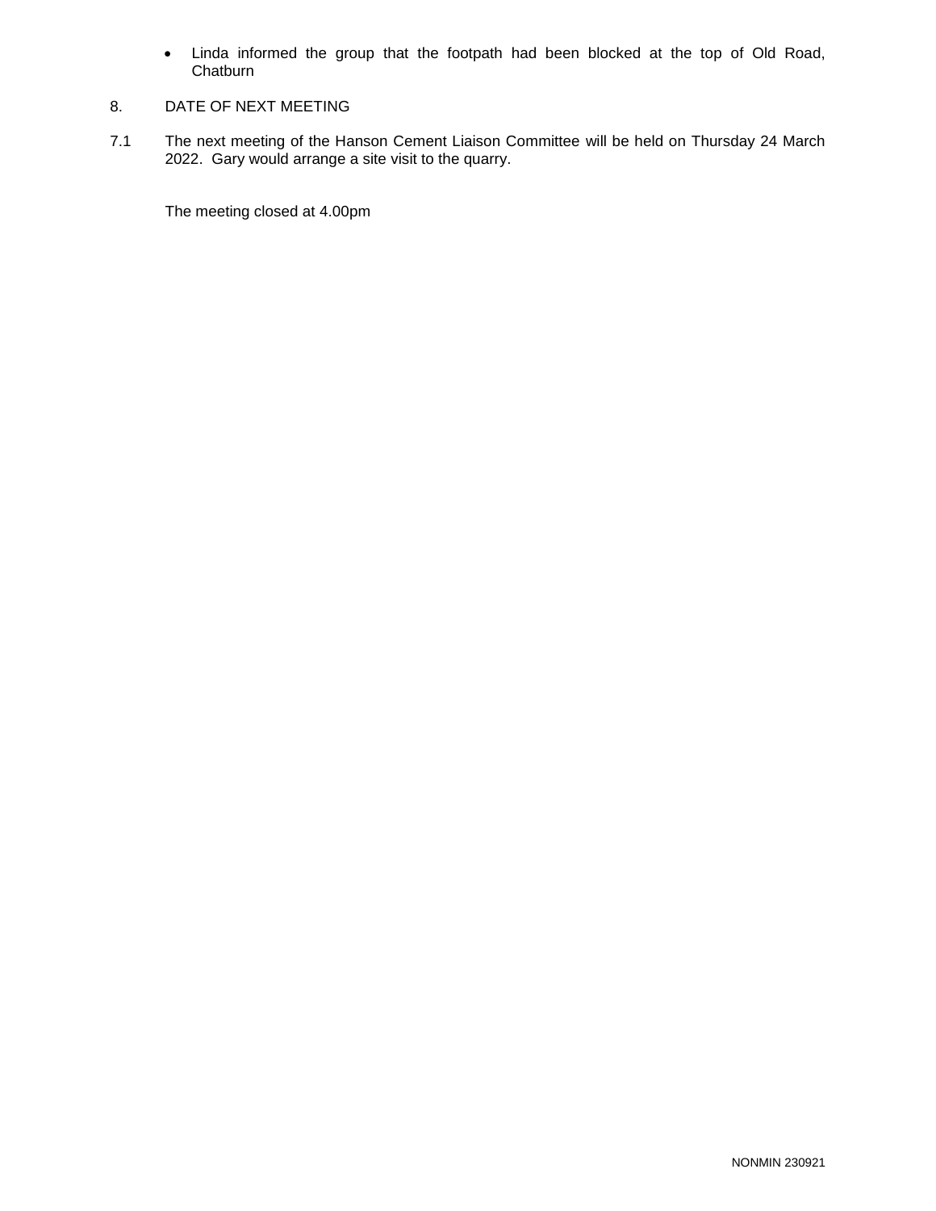- Linda informed the group that the footpath had been blocked at the top of Old Road, Chatburn

8. DATE OF NEXT MEETING

7.1 The next meeting of the Hanson Cement Liaison Committee will be held on Thursday 24 March 2022. Gary would arrange a site visit to the quarry.

The meeting closed at 4.00pm

NONMIN 230921